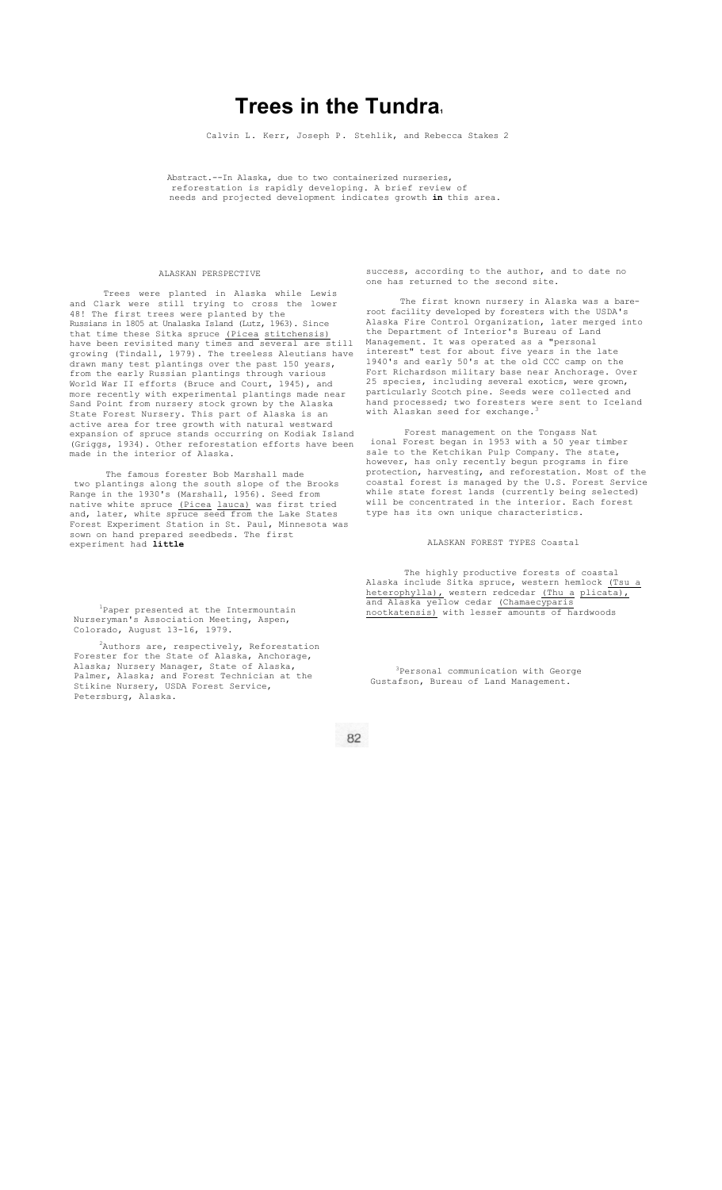# Trees in the Tundra[1]

Calvin L. Kerr, Joseph P. Stehlik, and Rebecca Stakes [2]

Abstract.--In Alaska, due to two containerized nurseries, reforestation is rapidly developing. A brief review of needs and projected development indicates growth **in** this area.

## ALASKAN PERSPECTIVE

Trees were planted in Alaska while Lewis and Clark were still trying to cross the lower 48! The first trees were planted by the Russians in 1805 at Unalaska Island (Lutz, 1963). Since that time these Sitka spruce (Picea stitchensis) have been revisited many times and several are still growing (Tindall, 1979). The treeless Aleutians have drawn many test plantings over the past 150 years, from the early Russian plantings through various World War II efforts (Bruce and Court, 1945), and more recently with experimental plantings made near Sand Point from nursery stock grown by the Alaska State Forest Nursery. This part of Alaska is an active area for tree growth with natural westward expansion of spruce stands occurring on Kodiak Island (Griggs, 1934). Other reforestation efforts have been made in the interior of Alaska.

The famous forester Bob Marshall made two plantings along the south slope of the Brooks Range in the 1930's (Marshall, 1956). Seed from native white spruce (Picea lauca) was first tried and, later, white spruce seed from the Lake States Forest Experiment Station in St. Paul, Minnesota was sown on hand prepared seedbeds. The first experiment had **little** success, according to the author, and to date no one has returned to the second site.

The first known nursery in Alaska was a bare-root facility developed by foresters with the USDA's Alaska Fire Control Organization, later merged into the Department of Interior's Bureau of Land Management. It was operated as a "personal interest" test for about five years in the late 1940's and early 50's at the old CCC camp on the Fort Richardson military base near Anchorage. Over 25 species, including several exotics, were grown, particularly Scotch pine. Seeds were collected and hand processed; two foresters were sent to Iceland with Alaskan seed for exchange.[3]

Forest management on the Tongass National Forest began in 1953 with a 50 year timber sale to the Ketchikan Pulp Company. The state, however, has only recently begun programs in fire protection, harvesting, and reforestation. Most of the coastal forest is managed by the U.S. Forest Service while state forest lands (currently being selected) will be concentrated in the interior. Each forest type has its own unique characteristics.

## ALASKAN FOREST TYPES

### Coastal

The highly productive forests of coastal Alaska include Sitka spruce, western hemlock (Tsu a heterophylla), western redcedar (Thu a plicata), and Alaska yellow cedar (Chamaecyparis nootkatensis) with lesser amounts of hardwoods

[1] Paper presented at the Intermountain Nurseryman's Association Meeting, Aspen, Colorado, August 13-16, 1979.

[2] Authors are, respectively, Reforestation Forester for the State of Alaska, Anchorage, Alaska; Nursery Manager, State of Alaska, Palmer, Alaska; and Forest Technician at the Stikine Nursery, USDA Forest Service, Petersburg, Alaska.

[3] Personal communication with George Gustafson, Bureau of Land Management.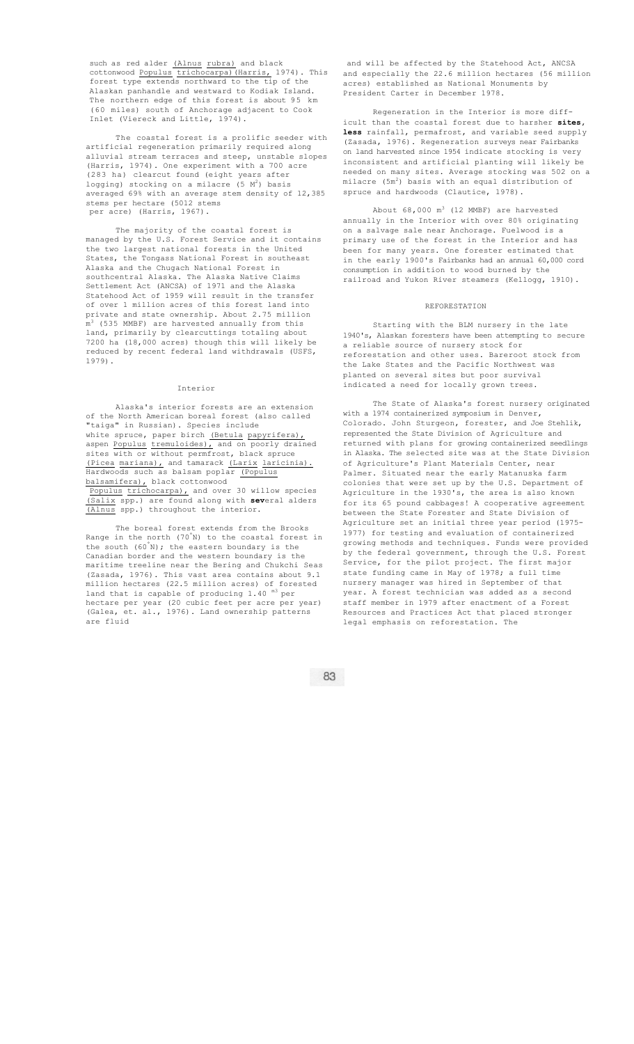such as red alder (Alnus rubra) and black cottonwood Populus trichocarpa) (Harris, 1974). This forest type extends northward to the tip of the Alaskan panhandle and westward to Kodiak Island. The northern edge of this forest is about 95 km (60 miles) south of Anchorage adjacent to Cook Inlet (Viereck and Little, 1974).

The coastal forest is a prolific seeder with artificial regeneration primarily required along alluvial stream terraces and steep, unstable slopes (Harris, 1974). One experiment with a 700 acre (283 ha) clearcut found (eight years after logging) stocking on a milacre (5 $M^2$) basis averaged 69% with an average stem density of 12,385 stems per hectare (5012 stems per acre) (Harris, 1967).

The majority of the coastal forest is managed by the U.S. Forest Service and it contains the two largest national forests in the United States, the Tongass National Forest in southeast Alaska and the Chugach National Forest in southcentral Alaska. The Alaska Native Claims Settlement Act (ANCSA) of 1971 and the Alaska Statehood Act of 1959 will result in the transfer of over 1 million acres of this forest land into private and state ownership. About 2.75 million $m^3$ (535 MMBF) are harvested annually from this land, primarily by clearcuttings totaling about 7200 ha (18,000 acres) though this will likely be reduced by recent federal land withdrawals (USFS, 1979).

## Interior

Alaska's interior forests are an extension of the North American boreal forest (also called "taiga" in Russian). Species include white spruce, paper birch (Betula papyrifera), aspen Populus tremuloides), and on poorly drained sites with or without permfrost, black spruce (Picea mariana), and tamarack (Larix laricinia). Hardwoods such as balsam poplar (Populus balsamifera), black cottonwood Populus trichocarpa), and over 30 willow species (Salix spp.) are found along with several alders (Alnus spp.) throughout the interior.

The boreal forest extends from the Brooks Range in the north (70°N) to the coastal forest in the south (60°N); the eastern boundary is the Canadian border and the western boundary is the maritime treeline near the Bering and Chukchi Seas (Zasada, 1976). This vast area contains about 9.1 million hectares (22.5 million acres) of forested land that is capable of producing 1.40 $m^3$ per hectare per year (20 cubic feet per acre per year) (Galea, et. al., 1976). Land ownership patterns are fluid and will be affected by the Statehood Act, ANCSA and especially the 22.6 million hectares (56 million acres) established as National Monuments by President Carter in December 1978.

Regeneration in the Interior is more difficult than the coastal forest due to harsher **sites**, **less** rainfall, permafrost, and variable seed supply (Zasada, 1976). Regeneration surveys near Fairbanks on land harvested since 1954 indicate stocking is very inconsistent and artificial planting will likely be needed on many sites. Average stocking was 502 on a milacre ($5m^2$) basis with an equal distribution of spruce and hardwoods (Clautice, 1978).

About 68,000 $m^3$ (12 MMBF) are harvested annually in the Interior with over 80% originating on a salvage sale near Anchorage. Fuelwood is a primary use of the forest in the Interior and has been for many years. One forester estimated that in the early 1900's Fairbanks had an annual 60,000 cord consumption in addition to wood burned by the railroad and Yukon River steamers (Kellogg, 1910).

## REFORESTATION

Starting with the BLM nursery in the late 1940's, Alaskan foresters have been attempting to secure a reliable source of nursery stock for reforestation and other uses. Bareroot stock from the Lake States and the Pacific Northwest was planted on several sites but poor survival indicated a need for locally grown trees.

The State of Alaska's forest nursery originated with a 1974 containerized symposium in Denver, Colorado. John Sturgeon, forester, and Joe Stehlik, represented the State Division of Agriculture and returned with plans for growing containerized seedlings in Alaska. The selected site was at the State Division of Agriculture's Plant Materials Center, near Palmer. Situated near the early Matanuska farm colonies that were set up by the U.S. Department of Agriculture in the 1930's, the area is also known for its 65 pound cabbages! A cooperative agreement between the State Forester and State Division of Agriculture set an initial three year period (1975-1977) for testing and evaluation of containerized growing methods and techniques. Funds were provided by the federal government, through the U.S. Forest Service, for the pilot project. The first major state funding came in May of 1978; a full time nursery manager was hired in September of that year. A forest technician was added as a second staff member in 1979 after enactment of a Forest Resources and Practices Act that placed stronger legal emphasis on reforestation. The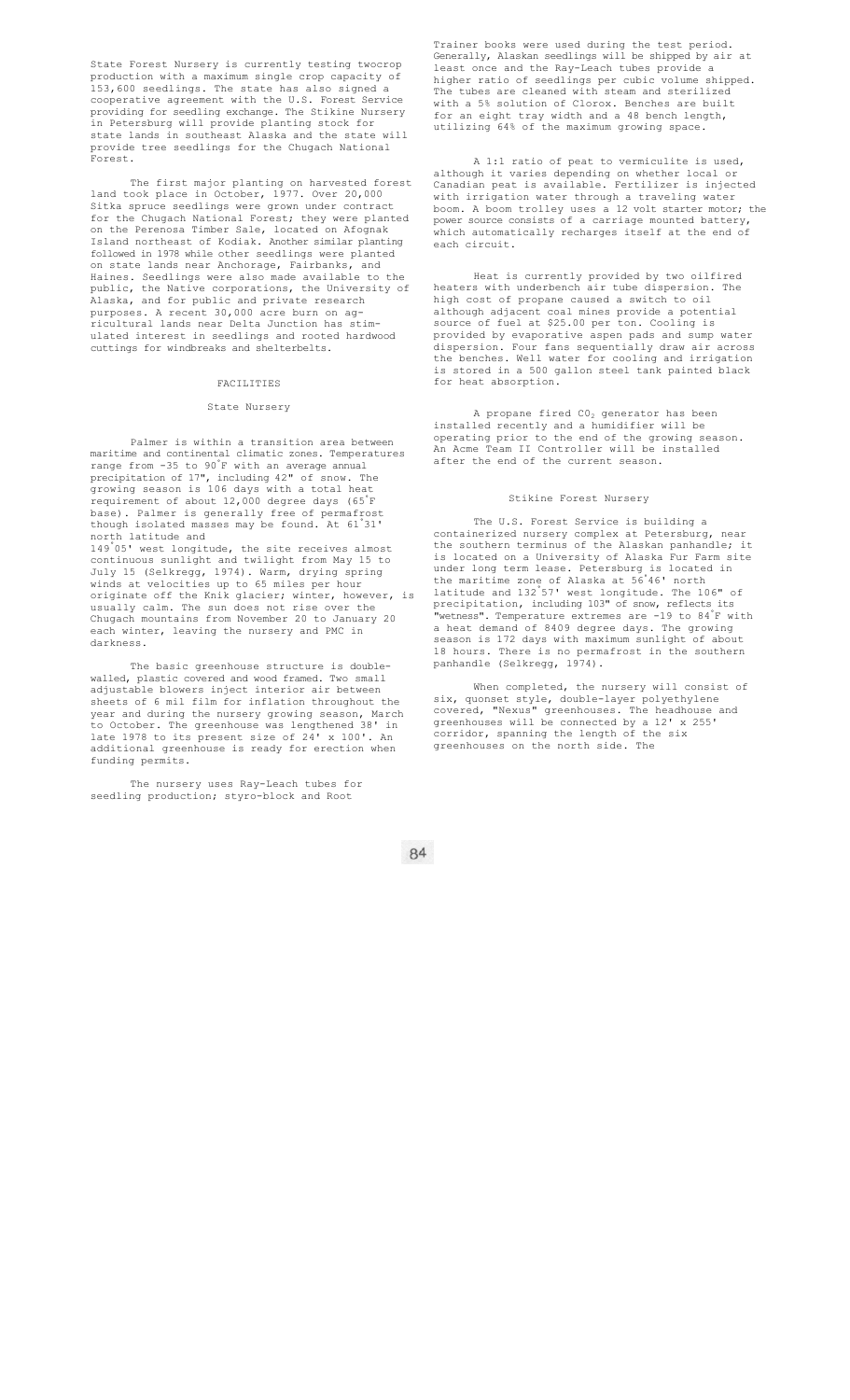State Forest Nursery is currently testing twocrop production with a maximum single crop capacity of 153,600 seedlings. The state has also signed a cooperative agreement with the U.S. Forest Service providing for seedling exchange. The Stikine Nursery in Petersburg will provide planting stock for state lands in southeast Alaska and the state will provide tree seedlings for the Chugach National Forest.

The first major planting on harvested forest land took place in October, 1977. Over 20,000 Sitka spruce seedlings were grown under contract for the Chugach National Forest; they were planted on the Perenosa Timber Sale, located on Afognak Island northeast of Kodiak. Another similar planting followed in 1978 while other seedlings were planted on state lands near Anchorage, Fairbanks, and Haines. Seedlings were also made available to the public, the Native corporations, the University of Alaska, and for public and private research purposes. A recent 30,000 acre burn on agricultural lands near Delta Junction has stimulated interest in seedlings and rooted hardwood cuttings for windbreaks and shelterbelts.

## FACILITIES

### State Nursery

Palmer is within a transition area between maritime and continental climatic zones. Temperatures range from -35 to 90°F with an average annual precipitation of 17", including 42" of snow. The growing season is 106 days with a total heat requirement of about 12,000 degree days (65°F base). Palmer is generally free of permafrost though isolated masses may be found. At 61°31' north latitude and 149°05' west longitude, the site receives almost continuous sunlight and twilight from May 15 to July 15 (Selkregg, 1974). Warm, drying spring winds at velocities up to 65 miles per hour originate off the Knik glacier; winter, however, is usually calm. The sun does not rise over the Chugach mountains from November 20 to January 20 each winter, leaving the nursery and PMC in darkness.

The basic greenhouse structure is double-walled, plastic covered and wood framed. Two small adjustable blowers inject interior air between sheets of 6 mil film for inflation throughout the year and during the nursery growing season, March to October. The greenhouse was lengthened 38' in late 1978 to its present size of 24' x 100'. An additional greenhouse is ready for erection when funding permits.

The nursery uses Ray-Leach tubes for seedling production; styro-block and Root Trainer books were used during the test period. Generally, Alaskan seedlings will be shipped by air at least once and the Ray-Leach tubes provide a higher ratio of seedlings per cubic volume shipped. The tubes are cleaned with steam and sterilized with a 5% solution of Clorox. Benches are built for an eight tray width and a 48 bench length, utilizing 64% of the maximum growing space.

A 1:1 ratio of peat to vermiculite is used, although it varies depending on whether local or Canadian peat is available. Fertilizer is injected with irrigation water through a traveling water boom. A boom trolley uses a 12 volt starter motor; the power source consists of a carriage mounted battery, which automatically recharges itself at the end of each circuit.

Heat is currently provided by two oilfired heaters with underbench air tube dispersion. The high cost of propane caused a switch to oil although adjacent coal mines provide a potential source of fuel at $25.00 per ton. Cooling is provided by evaporative aspen pads and sump water dispersion. Four fans sequentially draw air across the benches. Well water for cooling and irrigation is stored in a 500 gallon steel tank painted black for heat absorption.

A propane fired $CO_2$ generator has been installed recently and a humidifier will be operating prior to the end of the growing season. An Acme Team II Controller will be installed after the end of the current season.

### Stikine Forest Nursery

The U.S. Forest Service is building a containerized nursery complex at Petersburg, near the southern terminus of the Alaskan panhandle; it is located on a University of Alaska Fur Farm site under long term lease. Petersburg is located in the maritime zone of Alaska at 56°46' north latitude and 132°57' west longitude. The 106" of precipitation, including 103" of snow, reflects its "wetness". Temperature extremes are -19 to 84°F with a heat demand of 8409 degree days. The growing season is 172 days with maximum sunlight of about 18 hours. There is no permafrost in the southern panhandle (Selkregg, 1974).

When completed, the nursery will consist of six, quonset style, double-layer polyethylene covered, "Nexus" greenhouses. The headhouse and greenhouses will be connected by a 12' x 255' corridor, spanning the length of the six greenhouses on the north side. The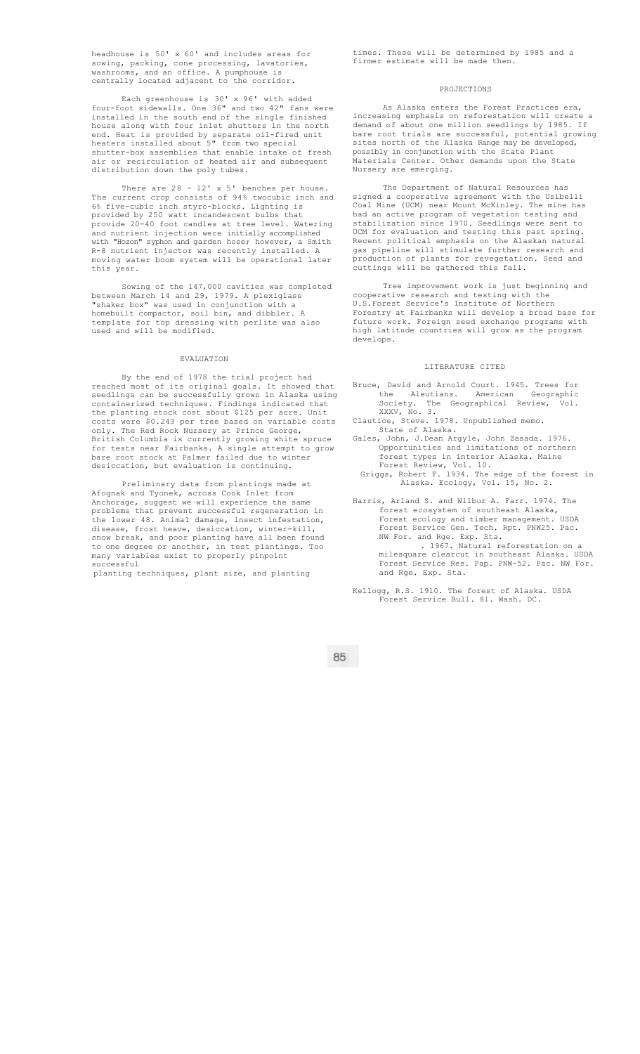headhouse is 50' x 60' and includes areas for sowing, packing, cone processing, lavatories, washrooms, and an office. A pumphouse is centrally located adjacent to the corridor.

Each greenhouse is 30' x 96' with added four-foot sidewalls. One 36" and two 42" fans were installed in the south end of the single finished house along with four inlet shutters in the north end. Heat is provided by separate oil-fired unit heaters installed about 5" from two special shutter-box assemblies that enable intake of fresh air or recirculation of heated air and subsequent distribution down the poly tubes.

There are 28 - 12' x 5' benches per house. The current crop consists of 94% twocubic inch and 6% five-cubic inch styro-blocks. Lighting is provided by 250 watt incandescent bulbs that provide 20-40 foot candles at tree level. Watering and nutrient injection were initially accomplished with "Hozon" syphon and garden hose; however, a Smith R-8 nutrient injector was recently installed. A moving water boom system will be operational later this year.

Sowing of the 147,000 cavities was completed between March 14 and 29, 1979. A plexiglass "shaker box" was used in conjunction with a homebuilt compactor, soil bin, and dibbler. A template for top dressing with perlite was also used and will be modified.

## EVALUATION

By the end of 1978 the trial project had reached most of its original goals. It showed that seedlings can be successfully grown in Alaska using containerized techniques. Findings indicated that the planting stock cost about $125 per acre. Unit costs were $0.243 per tree based on variable costs only. The Red Rock Nursery at Prince George, British Columbia is currently growing white spruce for tests near Fairbanks. A single attempt to grow bare root stock at Palmer failed due to winter desiccation, but evaluation is continuing.

Preliminary data from plantings made at Afognak and Tyonek, across Cook Inlet from Anchorage, suggest we will experience the same problems that prevent successful regeneration in the lower 48. Animal damage, insect infestation, disease, frost heave, desiccation, winter-kill, snow break, and poor planting have all been found to one degree or another, in test plantings. Too many variables exist to properly pinpoint successful planting techniques, plant size, and planting times. These will be determined by 1985 and a firmer estimate will be made then.

## PROJECTIONS

As Alaska enters the Forest Practices era, increasing emphasis on reforestation will create a demand of about one million seedlings by 1985. If bare root trials are successful, potential growing sites north of the Alaska Range may be developed, possibly in conjunction with the State Plant Materials Center. Other demands upon the State Nursery are emerging.

The Department of Natural Resources has signed a cooperative agreement with the Usibelli Coal Mine (UCM) near Mount McKinley. The mine has had an active program of vegetation testing and stabilization since 1970. Seedlings were sent to UCM for evaluation and testing this past spring. Recent political emphasis on the Alaskan natural gas pipeline will stimulate further research and production of plants for revegetation. Seed and cuttings will be gathered this fall.

Tree improvement work is just beginning and cooperative research and testing with the U.S.Forest Service's Institute of Northern Forestry at Fairbanks will develop a broad base for future work. Foreign seed exchange programs with high latitude countries will grow as the program develops.

## LITERATURE CITED

Bruce, David and Arnold Court. 1945. Trees for the Aleutians. American Geographic Society. The Geographical Review, Vol. XXXV, No. 3.

Clautice, Steve. 1978. Unpublished memo. State of Alaska.

Gales, John, J.Dean Argyle, John Zasada. 1976. Opportunities and limitations of northern forest types in interior Alaska. Maine Forest Review, Vol. 10.

Griggs, Robert F. 1934. The edge of the forest in Alaska. Ecology, Vol. 15, No. 2.

Harris, Arland S. and Wilbur A. Farr. 1974. The forest ecosystem of southeast Alaska, Forest ecology and timber management. USDA Forest Service Gen. Tech. Rpt. PNW25. Pac. NW For. and Rge. Exp. Sta.

\_\_\_\_\_\_\_\_. 1967. Natural reforestation on a milesquare clearcut in southeast Alaska. USDA Forest Service Res. Pap. PNW-52. Pac. NW For. and Rge. Exp. Sta.

Kellogg, R.S. 1910. The forest of Alaska. USDA Forest Service Bull. 81. Wash. DC.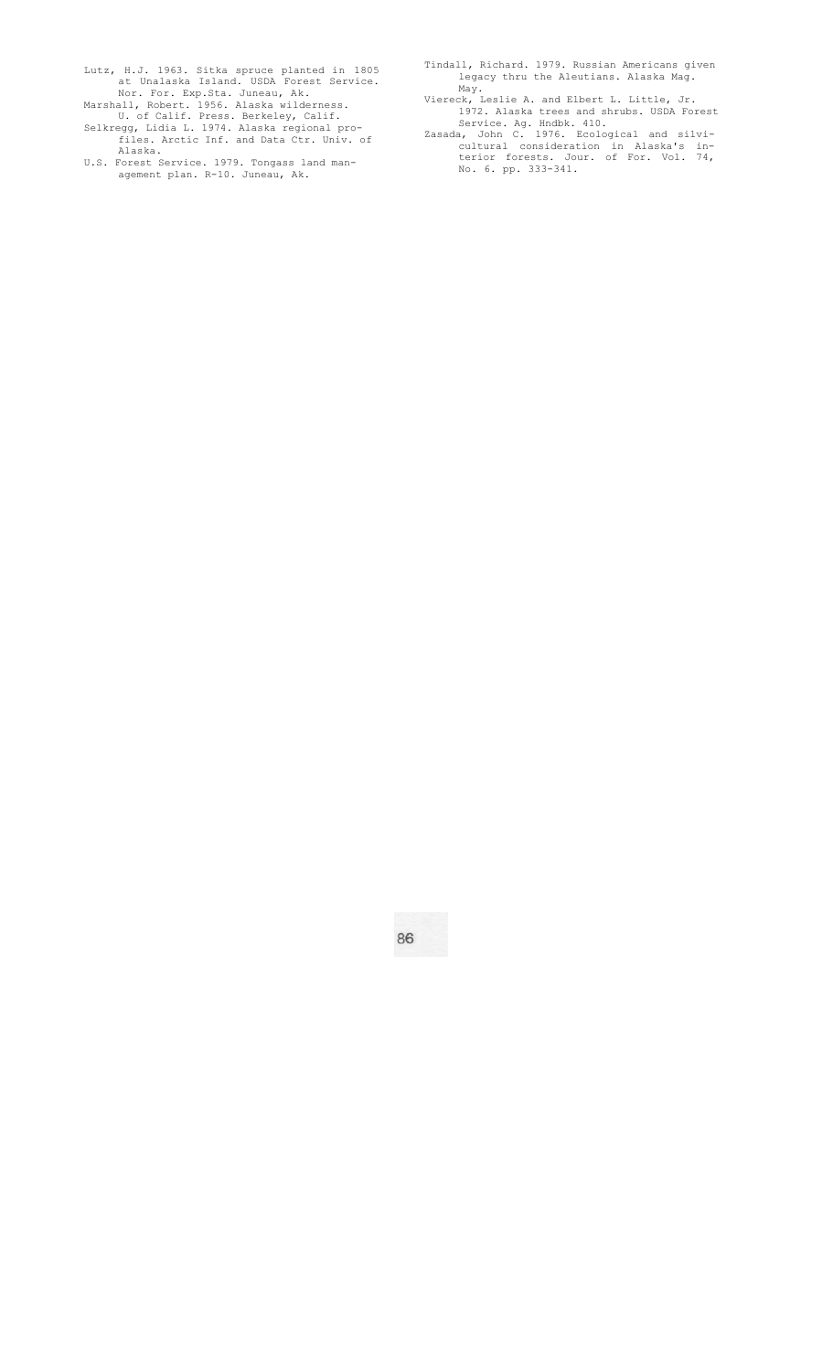Lutz, H.J. 1963. Sitka spruce planted in 1805 at Unalaska Island. USDA Forest Service. Nor. For. Exp.Sta. Juneau, Ak.

Marshall, Robert. 1956. Alaska wilderness. U. of Calif. Press. Berkeley, Calif.

Selkregg, Lidia L. 1974. Alaska regional profiles. Arctic Inf. and Data Ctr. Univ. of Alaska.

U.S. Forest Service. 1979. Tongass land management plan. R-10. Juneau, Ak.

Tindall, Richard. 1979. Russian Americans given legacy thru the Aleutians. Alaska Mag. May.

Viereck, Leslie A. and Elbert L. Little, Jr. 1972. Alaska trees and shrubs. USDA Forest Service. Ag. Hndbk. 410.

Zasada, John C. 1976. Ecological and silvicultural consideration in Alaska's interior forests. Jour. of For. Vol. 74, No. 6. pp. 333-341.